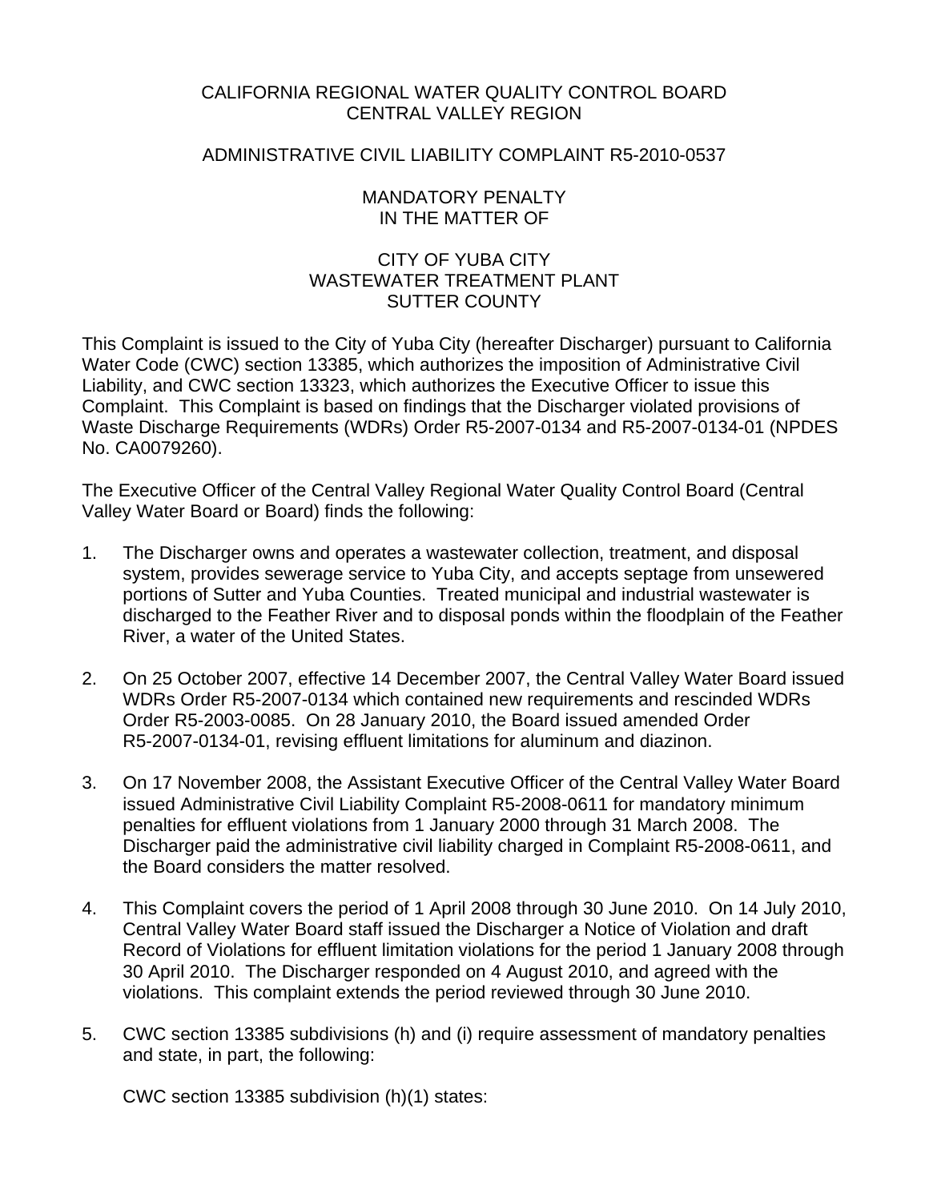CALIFORNIA REGIONAL WATER QUALITY CONTROL BOARD
CENTRAL VALLEY REGION

ADMINISTRATIVE CIVIL LIABILITY COMPLAINT R5-2010-0537

MANDATORY PENALTY
IN THE MATTER OF

CITY OF YUBA CITY
WASTEWATER TREATMENT PLANT
SUTTER COUNTY

This Complaint is issued to the City of Yuba City (hereafter Discharger) pursuant to California Water Code (CWC) section 13385, which authorizes the imposition of Administrative Civil Liability, and CWC section 13323, which authorizes the Executive Officer to issue this Complaint. This Complaint is based on findings that the Discharger violated provisions of Waste Discharge Requirements (WDRs) Order R5-2007-0134 and R5-2007-0134-01 (NPDES No. CA0079260).

The Executive Officer of the Central Valley Regional Water Quality Control Board (Central Valley Water Board or Board) finds the following:

1. The Discharger owns and operates a wastewater collection, treatment, and disposal system, provides sewerage service to Yuba City, and accepts septage from unsewered portions of Sutter and Yuba Counties. Treated municipal and industrial wastewater is discharged to the Feather River and to disposal ponds within the floodplain of the Feather River, a water of the United States.

2. On 25 October 2007, effective 14 December 2007, the Central Valley Water Board issued WDRs Order R5-2007-0134 which contained new requirements and rescinded WDRs Order R5-2003-0085. On 28 January 2010, the Board issued amended Order R5-2007-0134-01, revising effluent limitations for aluminum and diazinon.

3. On 17 November 2008, the Assistant Executive Officer of the Central Valley Water Board issued Administrative Civil Liability Complaint R5-2008-0611 for mandatory minimum penalties for effluent violations from 1 January 2000 through 31 March 2008. The Discharger paid the administrative civil liability charged in Complaint R5-2008-0611, and the Board considers the matter resolved.

4. This Complaint covers the period of 1 April 2008 through 30 June 2010. On 14 July 2010, Central Valley Water Board staff issued the Discharger a Notice of Violation and draft Record of Violations for effluent limitation violations for the period 1 January 2008 through 30 April 2010. The Discharger responded on 4 August 2010, and agreed with the violations. This complaint extends the period reviewed through 30 June 2010.

5. CWC section 13385 subdivisions (h) and (i) require assessment of mandatory penalties and state, in part, the following:

   CWC section 13385 subdivision (h)(1) states: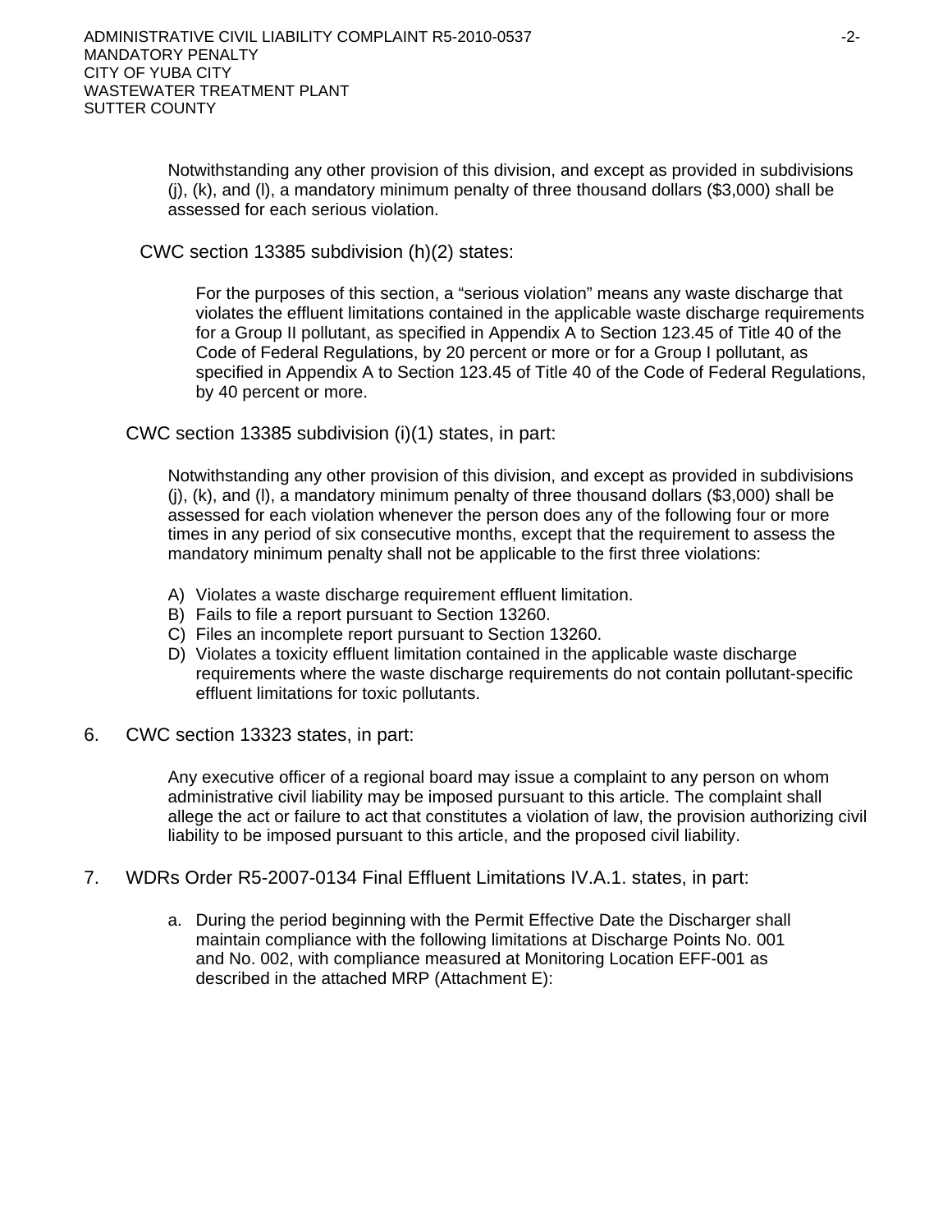Notwithstanding any other provision of this division, and except as provided in subdivisions (j), (k), and (l), a mandatory minimum penalty of three thousand dollars ($3,000) shall be assessed for each serious violation.

CWC section 13385 subdivision (h)(2) states:

> For the purposes of this section, a “serious violation” means any waste discharge that violates the effluent limitations contained in the applicable waste discharge requirements for a Group II pollutant, as specified in Appendix A to Section 123.45 of Title 40 of the Code of Federal Regulations, by 20 percent or more or for a Group I pollutant, as specified in Appendix A to Section 123.45 of Title 40 of the Code of Federal Regulations, by 40 percent or more.

CWC section 13385 subdivision (i)(1) states, in part:

> Notwithstanding any other provision of this division, and except as provided in subdivisions (j), (k), and (l), a mandatory minimum penalty of three thousand dollars ($3,000) shall be assessed for each violation whenever the person does any of the following four or more times in any period of six consecutive months, except that the requirement to assess the mandatory minimum penalty shall not be applicable to the first three violations:
>
> A) Violates a waste discharge requirement effluent limitation.
> B) Fails to file a report pursuant to Section 13260.
> C) Files an incomplete report pursuant to Section 13260.
> D) Violates a toxicity effluent limitation contained in the applicable waste discharge requirements where the waste discharge requirements do not contain pollutant-specific effluent limitations for toxic pollutants.

6. CWC section 13323 states, in part:

   > Any executive officer of a regional board may issue a complaint to any person on whom administrative civil liability may be imposed pursuant to this article. The complaint shall allege the act or failure to act that constitutes a violation of law, the provision authorizing civil liability to be imposed pursuant to this article, and the proposed civil liability.

7. WDRs Order R5-2007-0134 Final Effluent Limitations IV.A.1. states, in part:

   a. During the period beginning with the Permit Effective Date the Discharger shall maintain compliance with the following limitations at Discharge Points No. 001 and No. 002, with compliance measured at Monitoring Location EFF-001 as described in the attached MRP (Attachment E):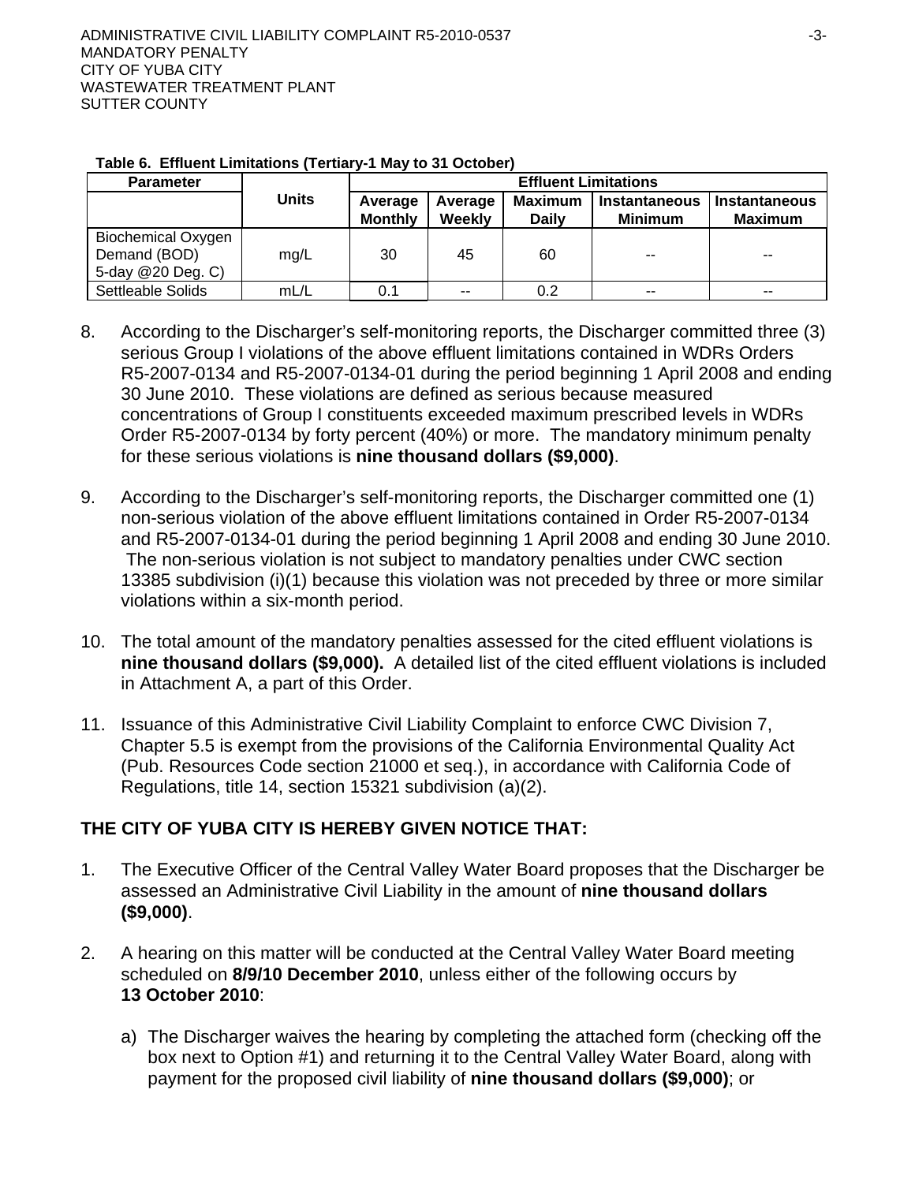**Table 6. Effluent Limitations (Tertiary-1 May to 31 October)**

| Parameter | Units | Effluent Limitations | | | | |
|---|---|---|---|---|---|---|
| | | Average Monthly | Average Weekly | Maximum Daily | Instantaneous Minimum | Instantaneous Maximum |
| Biochemical Oxygen Demand (BOD) 5-day @20 Deg. C) | mg/L | 30 | 45 | 60 | -- | -- |
| Settleable Solids | mL/L | 0.1 | -- | 0.2 | -- | -- |

8. According to the Discharger's self-monitoring reports, the Discharger committed three (3) serious Group I violations of the above effluent limitations contained in WDRs Orders R5-2007-0134 and R5-2007-0134-01 during the period beginning 1 April 2008 and ending 30 June 2010. These violations are defined as serious because measured concentrations of Group I constituents exceeded maximum prescribed levels in WDRs Order R5-2007-0134 by forty percent (40%) or more. The mandatory minimum penalty for these serious violations is **nine thousand dollars ($9,000)**.

9. According to the Discharger's self-monitoring reports, the Discharger committed one (1) non-serious violation of the above effluent limitations contained in Order R5-2007-0134 and R5-2007-0134-01 during the period beginning 1 April 2008 and ending 30 June 2010. The non-serious violation is not subject to mandatory penalties under CWC section 13385 subdivision (i)(1) because this violation was not preceded by three or more similar violations within a six-month period.

10. The total amount of the mandatory penalties assessed for the cited effluent violations is **nine thousand dollars ($9,000).** A detailed list of the cited effluent violations is included in Attachment A, a part of this Order.

11. Issuance of this Administrative Civil Liability Complaint to enforce CWC Division 7, Chapter 5.5 is exempt from the provisions of the California Environmental Quality Act (Pub. Resources Code section 21000 et seq.), in accordance with California Code of Regulations, title 14, section 15321 subdivision (a)(2).

**THE CITY OF YUBA CITY IS HEREBY GIVEN NOTICE THAT:**

1. The Executive Officer of the Central Valley Water Board proposes that the Discharger be assessed an Administrative Civil Liability in the amount of **nine thousand dollars ($9,000)**.

2. A hearing on this matter will be conducted at the Central Valley Water Board meeting scheduled on **8/9/10 December 2010**, unless either of the following occurs by **13 October 2010**:

   a) The Discharger waives the hearing by completing the attached form (checking off the box next to Option #1) and returning it to the Central Valley Water Board, along with payment for the proposed civil liability of **nine thousand dollars ($9,000)**; or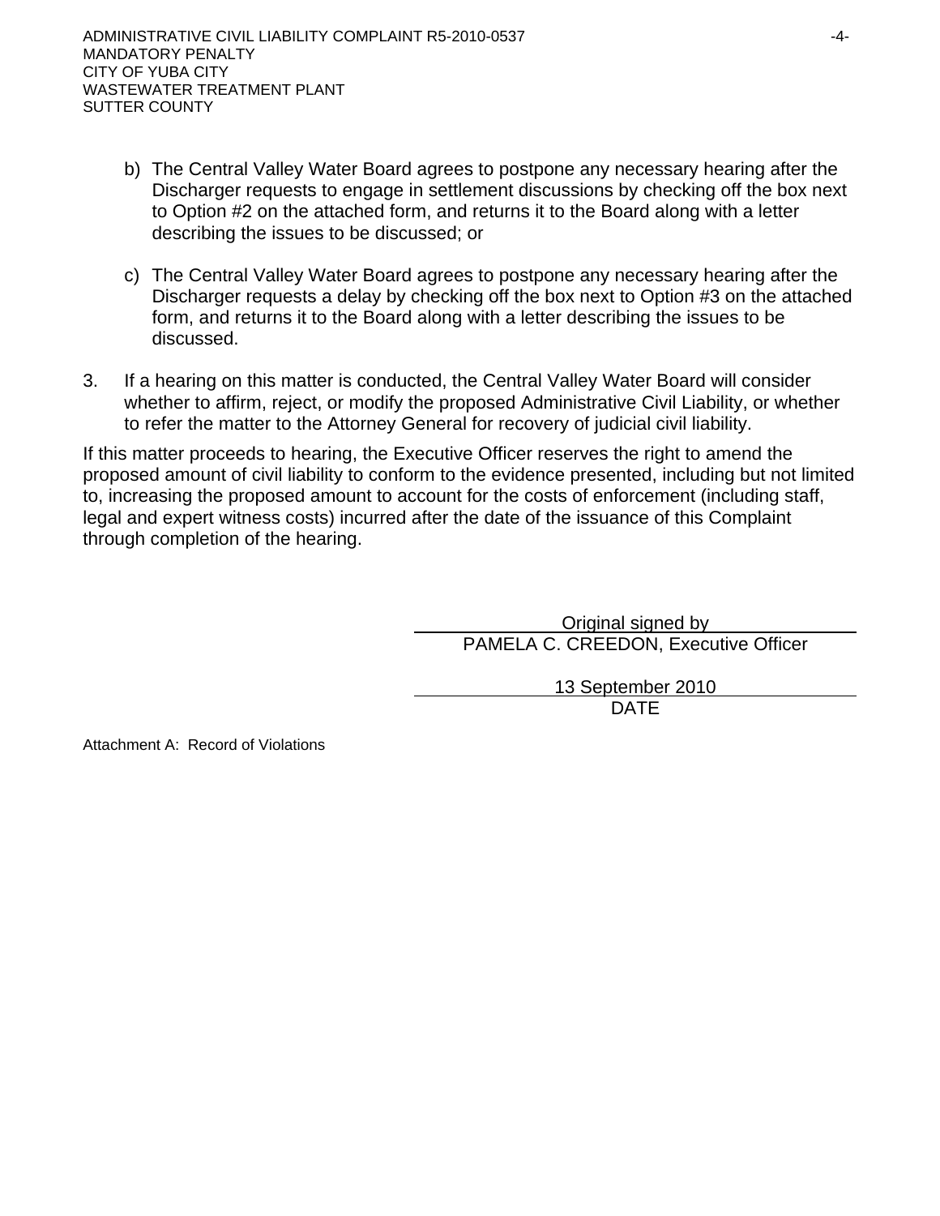b) The Central Valley Water Board agrees to postpone any necessary hearing after the Discharger requests to engage in settlement discussions by checking off the box next to Option #2 on the attached form, and returns it to the Board along with a letter describing the issues to be discussed; or

c) The Central Valley Water Board agrees to postpone any necessary hearing after the Discharger requests a delay by checking off the box next to Option #3 on the attached form, and returns it to the Board along with a letter describing the issues to be discussed.

3. If a hearing on this matter is conducted, the Central Valley Water Board will consider whether to affirm, reject, or modify the proposed Administrative Civil Liability, or whether to refer the matter to the Attorney General for recovery of judicial civil liability.

If this matter proceeds to hearing, the Executive Officer reserves the right to amend the proposed amount of civil liability to conform to the evidence presented, including but not limited to, increasing the proposed amount to account for the costs of enforcement (including staff, legal and expert witness costs) incurred after the date of the issuance of this Complaint through completion of the hearing.

Original signed by
PAMELA C. CREEDON, Executive Officer

13 September 2010
DATE

Attachment A: Record of Violations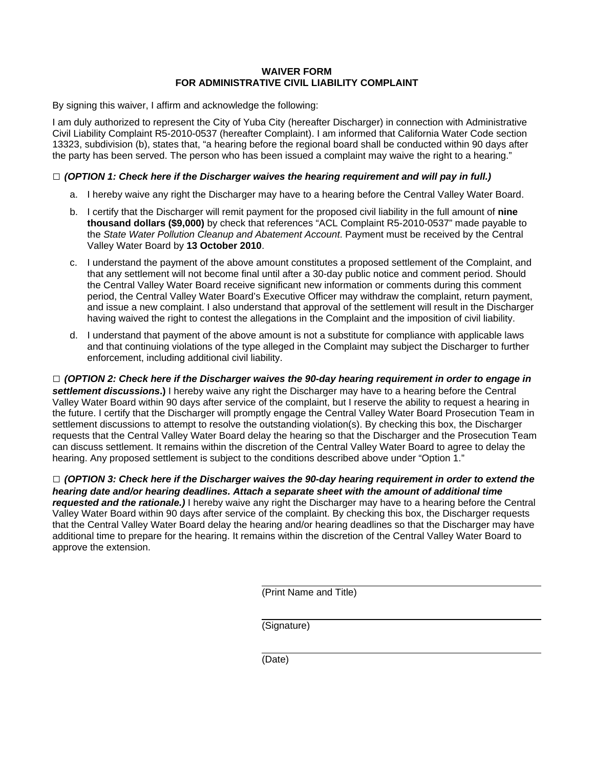**WAIVER FORM**
**FOR ADMINISTRATIVE CIVIL LIABILITY COMPLAINT**

By signing this waiver, I affirm and acknowledge the following:

I am duly authorized to represent the City of Yuba City (hereafter Discharger) in connection with Administrative Civil Liability Complaint R5-2010-0537 (hereafter Complaint). I am informed that California Water Code section 13323, subdivision (b), states that, "a hearing before the regional board shall be conducted within 90 days after the party has been served. The person who has been issued a complaint may waive the right to a hearing."

□ ***(OPTION 1: Check here if the Discharger waives the hearing requirement and will pay in full.)***

a. I hereby waive any right the Discharger may have to a hearing before the Central Valley Water Board.

b. I certify that the Discharger will remit payment for the proposed civil liability in the full amount of **nine thousand dollars ($9,000)** by check that references "ACL Complaint R5-2010-0537" made payable to the *State Water Pollution Cleanup and Abatement Account*. Payment must be received by the Central Valley Water Board by **13 October 2010**.

c. I understand the payment of the above amount constitutes a proposed settlement of the Complaint, and that any settlement will not become final until after a 30-day public notice and comment period. Should the Central Valley Water Board receive significant new information or comments during this comment period, the Central Valley Water Board's Executive Officer may withdraw the complaint, return payment, and issue a new complaint. I also understand that approval of the settlement will result in the Discharger having waived the right to contest the allegations in the Complaint and the imposition of civil liability.

d. I understand that payment of the above amount is not a substitute for compliance with applicable laws and that continuing violations of the type alleged in the Complaint may subject the Discharger to further enforcement, including additional civil liability.

□ ***(OPTION 2: Check here if the Discharger waives the 90-day hearing requirement in order to engage in settlement discussions*.)** I hereby waive any right the Discharger may have to a hearing before the Central Valley Water Board within 90 days after service of the complaint, but I reserve the ability to request a hearing in the future. I certify that the Discharger will promptly engage the Central Valley Water Board Prosecution Team in settlement discussions to attempt to resolve the outstanding violation(s). By checking this box, the Discharger requests that the Central Valley Water Board delay the hearing so that the Discharger and the Prosecution Team can discuss settlement. It remains within the discretion of the Central Valley Water Board to agree to delay the hearing. Any proposed settlement is subject to the conditions described above under "Option 1."

□ ***(OPTION 3: Check here if the Discharger waives the 90-day hearing requirement in order to extend the hearing date and/or hearing deadlines. Attach a separate sheet with the amount of additional time requested and the rationale.)*** I hereby waive any right the Discharger may have to a hearing before the Central Valley Water Board within 90 days after service of the complaint. By checking this box, the Discharger requests that the Central Valley Water Board delay the hearing and/or hearing deadlines so that the Discharger may have additional time to prepare for the hearing. It remains within the discretion of the Central Valley Water Board to approve the extension.

(Print Name and Title)

(Signature)

(Date)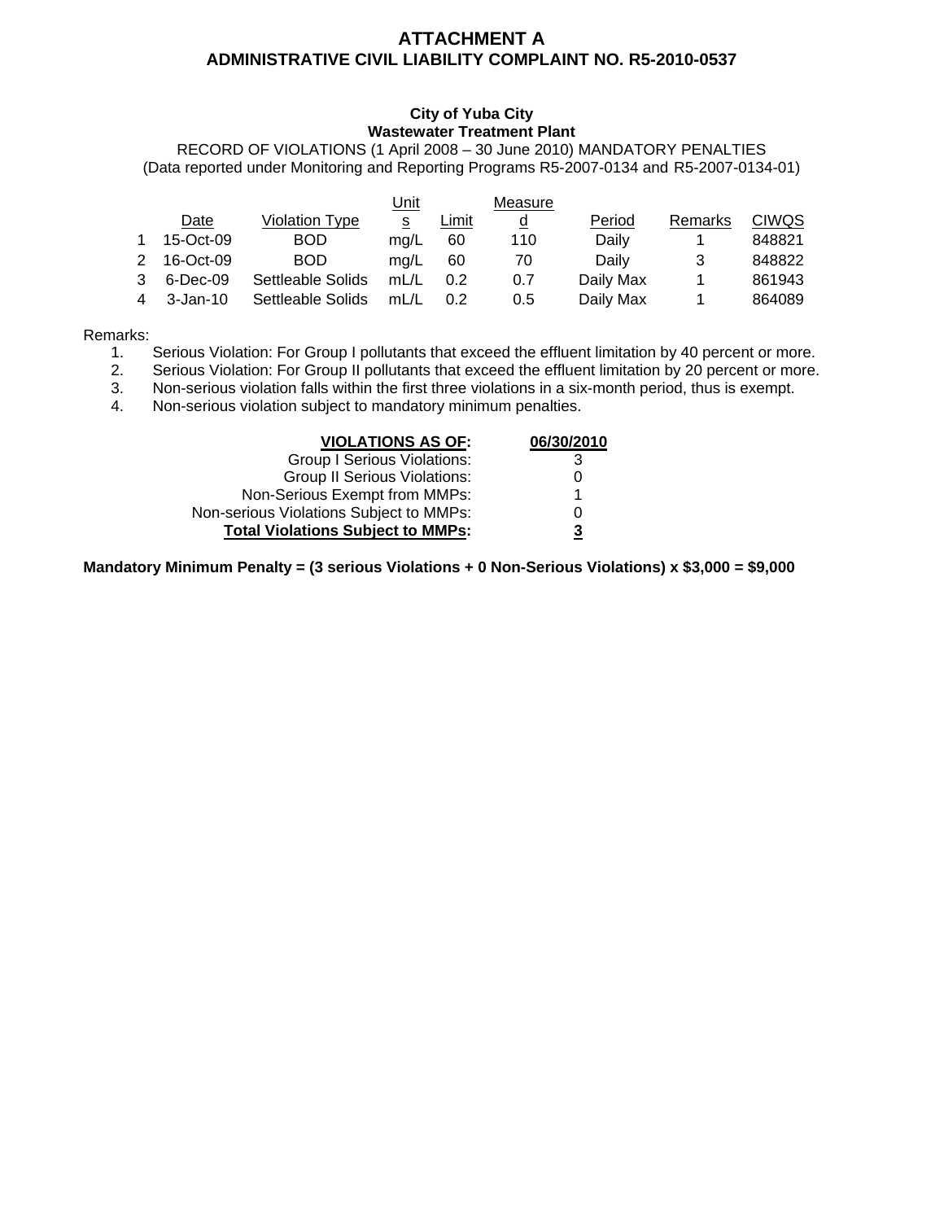# ATTACHMENT A
## ADMINISTRATIVE CIVIL LIABILITY COMPLAINT NO. R5-2010-0537

**City of Yuba City**
**Wastewater Treatment Plant**

RECORD OF VIOLATIONS (1 April 2008 – 30 June 2010) MANDATORY PENALTIES
(Data reported under Monitoring and Reporting Programs R5-2007-0134 and R5-2007-0134-01)

| | Date | Violation Type | Units | Limit | Measured | Period | Remarks | CIWQS |
|---|---|---|---|---|---|---|---|---|
| 1 | 15-Oct-09 | BOD | mg/L | 60 | 110 | Daily | 1 | 848821 |
| 2 | 16-Oct-09 | BOD | mg/L | 60 | 70 | Daily | 3 | 848822 |
| 3 | 6-Dec-09 | Settleable Solids | mL/L | 0.2 | 0.7 | Daily Max | 1 | 861943 |
| 4 | 3-Jan-10 | Settleable Solids | mL/L | 0.2 | 0.5 | Daily Max | 1 | 864089 |

Remarks:

1. Serious Violation: For Group I pollutants that exceed the effluent limitation by 40 percent or more.
2. Serious Violation: For Group II pollutants that exceed the effluent limitation by 20 percent or more.
3. Non-serious violation falls within the first three violations in a six-month period, thus is exempt.
4. Non-serious violation subject to mandatory minimum penalties.

| **VIOLATIONS AS OF:** | **06/30/2010** |
|---|---|
| Group I Serious Violations: | 3 |
| Group II Serious Violations: | 0 |
| Non-Serious Exempt from MMPs: | 1 |
| Non-serious Violations Subject to MMPs: | 0 |
| **Total Violations Subject to MMPs:** | **3** |

**Mandatory Minimum Penalty = (3 serious Violations + 0 Non-Serious Violations) x $3,000 = $9,000**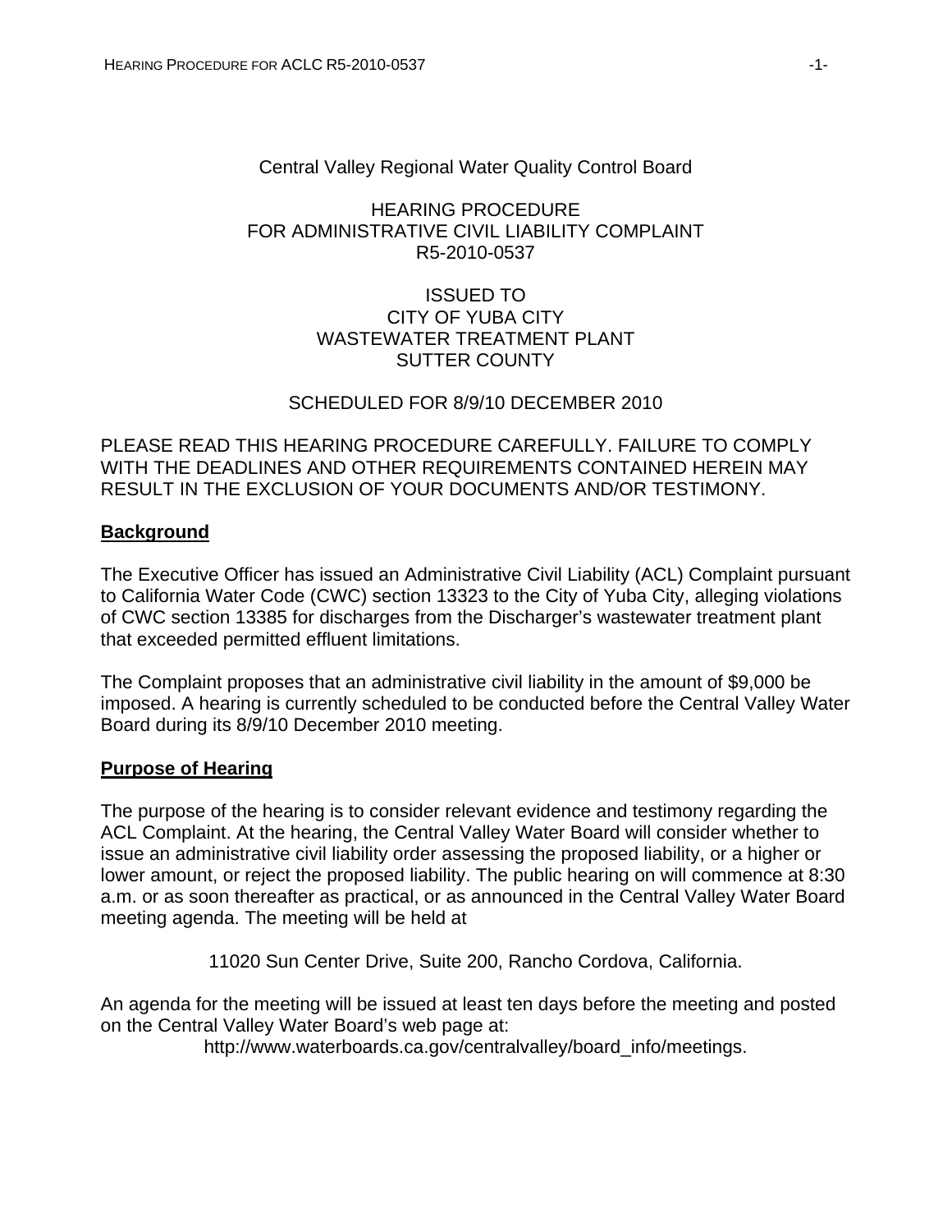Central Valley Regional Water Quality Control Board

HEARING PROCEDURE
FOR ADMINISTRATIVE CIVIL LIABILITY COMPLAINT
R5-2010-0537

ISSUED TO
CITY OF YUBA CITY
WASTEWATER TREATMENT PLANT
SUTTER COUNTY

SCHEDULED FOR 8/9/10 DECEMBER 2010

PLEASE READ THIS HEARING PROCEDURE CAREFULLY. FAILURE TO COMPLY WITH THE DEADLINES AND OTHER REQUIREMENTS CONTAINED HEREIN MAY RESULT IN THE EXCLUSION OF YOUR DOCUMENTS AND/OR TESTIMONY.

## Background

The Executive Officer has issued an Administrative Civil Liability (ACL) Complaint pursuant to California Water Code (CWC) section 13323 to the City of Yuba City, alleging violations of CWC section 13385 for discharges from the Discharger's wastewater treatment plant that exceeded permitted effluent limitations.

The Complaint proposes that an administrative civil liability in the amount of $9,000 be imposed. A hearing is currently scheduled to be conducted before the Central Valley Water Board during its 8/9/10 December 2010 meeting.

## Purpose of Hearing

The purpose of the hearing is to consider relevant evidence and testimony regarding the ACL Complaint. At the hearing, the Central Valley Water Board will consider whether to issue an administrative civil liability order assessing the proposed liability, or a higher or lower amount, or reject the proposed liability. The public hearing on will commence at 8:30 a.m. or as soon thereafter as practical, or as announced in the Central Valley Water Board meeting agenda. The meeting will be held at

11020 Sun Center Drive, Suite 200, Rancho Cordova, California.

An agenda for the meeting will be issued at least ten days before the meeting and posted on the Central Valley Water Board's web page at:
http://www.waterboards.ca.gov/centralvalley/board_info/meetings.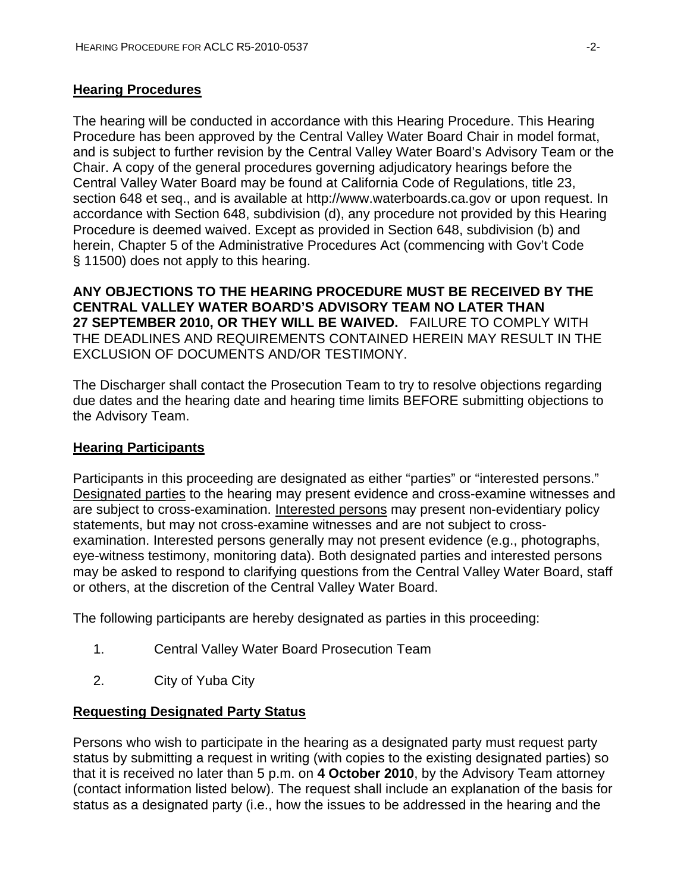**Hearing Procedures**

The hearing will be conducted in accordance with this Hearing Procedure. This Hearing Procedure has been approved by the Central Valley Water Board Chair in model format, and is subject to further revision by the Central Valley Water Board's Advisory Team or the Chair. A copy of the general procedures governing adjudicatory hearings before the Central Valley Water Board may be found at California Code of Regulations, title 23, section 648 et seq., and is available at http://www.waterboards.ca.gov or upon request. In accordance with Section 648, subdivision (d), any procedure not provided by this Hearing Procedure is deemed waived. Except as provided in Section 648, subdivision (b) and herein, Chapter 5 of the Administrative Procedures Act (commencing with Gov't Code § 11500) does not apply to this hearing.

**ANY OBJECTIONS TO THE HEARING PROCEDURE MUST BE RECEIVED BY THE CENTRAL VALLEY WATER BOARD'S ADVISORY TEAM NO LATER THAN 27 SEPTEMBER 2010, OR THEY WILL BE WAIVED.** FAILURE TO COMPLY WITH THE DEADLINES AND REQUIREMENTS CONTAINED HEREIN MAY RESULT IN THE EXCLUSION OF DOCUMENTS AND/OR TESTIMONY.

The Discharger shall contact the Prosecution Team to try to resolve objections regarding due dates and the hearing date and hearing time limits BEFORE submitting objections to the Advisory Team.

**Hearing Participants**

Participants in this proceeding are designated as either "parties" or "interested persons." Designated parties to the hearing may present evidence and cross-examine witnesses and are subject to cross-examination. Interested persons may present non-evidentiary policy statements, but may not cross-examine witnesses and are not subject to cross-examination. Interested persons generally may not present evidence (e.g., photographs, eye-witness testimony, monitoring data). Both designated parties and interested persons may be asked to respond to clarifying questions from the Central Valley Water Board, staff or others, at the discretion of the Central Valley Water Board.

The following participants are hereby designated as parties in this proceeding:

1. Central Valley Water Board Prosecution Team
2. City of Yuba City

**Requesting Designated Party Status**

Persons who wish to participate in the hearing as a designated party must request party status by submitting a request in writing (with copies to the existing designated parties) so that it is received no later than 5 p.m. on **4 October 2010**, by the Advisory Team attorney (contact information listed below). The request shall include an explanation of the basis for status as a designated party (i.e., how the issues to be addressed in the hearing and the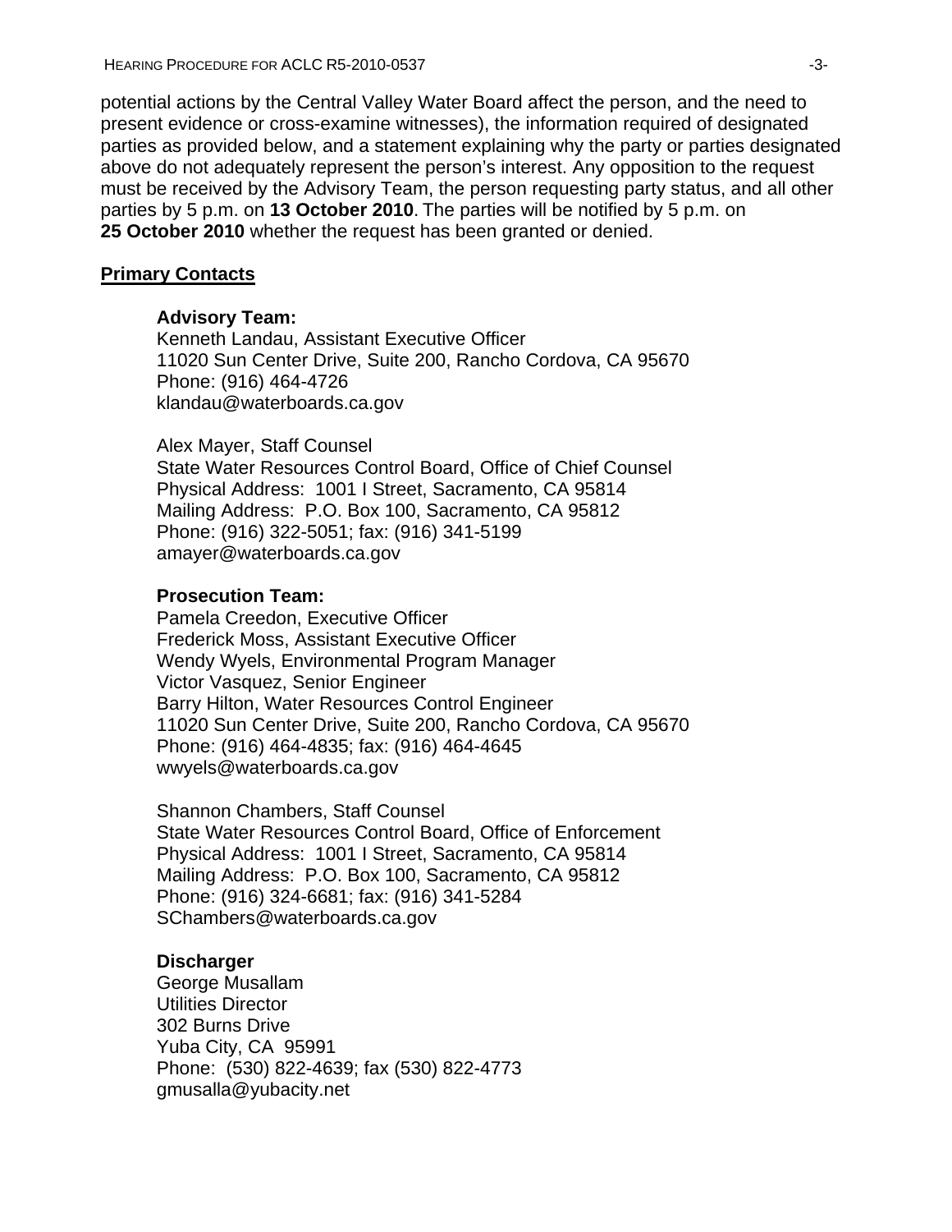potential actions by the Central Valley Water Board affect the person, and the need to present evidence or cross-examine witnesses), the information required of designated parties as provided below, and a statement explaining why the party or parties designated above do not adequately represent the person's interest. Any opposition to the request must be received by the Advisory Team, the person requesting party status, and all other parties by 5 p.m. on **13 October 2010**. The parties will be notified by 5 p.m. on **25 October 2010** whether the request has been granted or denied.

## Primary Contacts

**Advisory Team:**
Kenneth Landau, Assistant Executive Officer
11020 Sun Center Drive, Suite 200, Rancho Cordova, CA 95670
Phone: (916) 464-4726
klandau@waterboards.ca.gov

Alex Mayer, Staff Counsel
State Water Resources Control Board, Office of Chief Counsel
Physical Address: 1001 I Street, Sacramento, CA 95814
Mailing Address: P.O. Box 100, Sacramento, CA 95812
Phone: (916) 322-5051; fax: (916) 341-5199
amayer@waterboards.ca.gov

**Prosecution Team:**
Pamela Creedon, Executive Officer
Frederick Moss, Assistant Executive Officer
Wendy Wyels, Environmental Program Manager
Victor Vasquez, Senior Engineer
Barry Hilton, Water Resources Control Engineer
11020 Sun Center Drive, Suite 200, Rancho Cordova, CA 95670
Phone: (916) 464-4835; fax: (916) 464-4645
wwyels@waterboards.ca.gov

Shannon Chambers, Staff Counsel
State Water Resources Control Board, Office of Enforcement
Physical Address: 1001 I Street, Sacramento, CA 95814
Mailing Address: P.O. Box 100, Sacramento, CA 95812
Phone: (916) 324-6681; fax: (916) 341-5284
SChambers@waterboards.ca.gov

**Discharger**
George Musallam
Utilities Director
302 Burns Drive
Yuba City, CA 95991
Phone: (530) 822-4639; fax (530) 822-4773
gmusalla@yubacity.net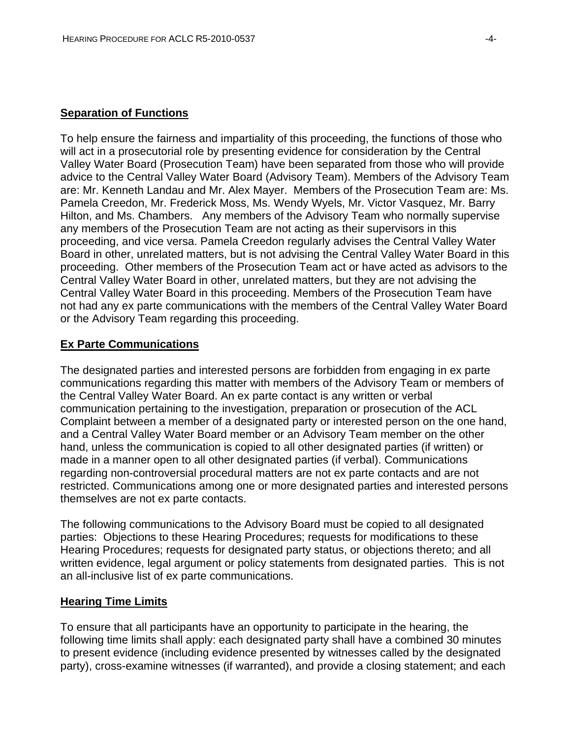**Separation of Functions**

To help ensure the fairness and impartiality of this proceeding, the functions of those who will act in a prosecutorial role by presenting evidence for consideration by the Central Valley Water Board (Prosecution Team) have been separated from those who will provide advice to the Central Valley Water Board (Advisory Team). Members of the Advisory Team are: Mr. Kenneth Landau and Mr. Alex Mayer. Members of the Prosecution Team are: Ms. Pamela Creedon, Mr. Frederick Moss, Ms. Wendy Wyels, Mr. Victor Vasquez, Mr. Barry Hilton, and Ms. Chambers. Any members of the Advisory Team who normally supervise any members of the Prosecution Team are not acting as their supervisors in this proceeding, and vice versa. Pamela Creedon regularly advises the Central Valley Water Board in other, unrelated matters, but is not advising the Central Valley Water Board in this proceeding. Other members of the Prosecution Team act or have acted as advisors to the Central Valley Water Board in other, unrelated matters, but they are not advising the Central Valley Water Board in this proceeding. Members of the Prosecution Team have not had any ex parte communications with the members of the Central Valley Water Board or the Advisory Team regarding this proceeding.

**Ex Parte Communications**

The designated parties and interested persons are forbidden from engaging in ex parte communications regarding this matter with members of the Advisory Team or members of the Central Valley Water Board. An ex parte contact is any written or verbal communication pertaining to the investigation, preparation or prosecution of the ACL Complaint between a member of a designated party or interested person on the one hand, and a Central Valley Water Board member or an Advisory Team member on the other hand, unless the communication is copied to all other designated parties (if written) or made in a manner open to all other designated parties (if verbal). Communications regarding non-controversial procedural matters are not ex parte contacts and are not restricted. Communications among one or more designated parties and interested persons themselves are not ex parte contacts.

The following communications to the Advisory Board must be copied to all designated parties: Objections to these Hearing Procedures; requests for modifications to these Hearing Procedures; requests for designated party status, or objections thereto; and all written evidence, legal argument or policy statements from designated parties. This is not an all-inclusive list of ex parte communications.

**Hearing Time Limits**

To ensure that all participants have an opportunity to participate in the hearing, the following time limits shall apply: each designated party shall have a combined 30 minutes to present evidence (including evidence presented by witnesses called by the designated party), cross-examine witnesses (if warranted), and provide a closing statement; and each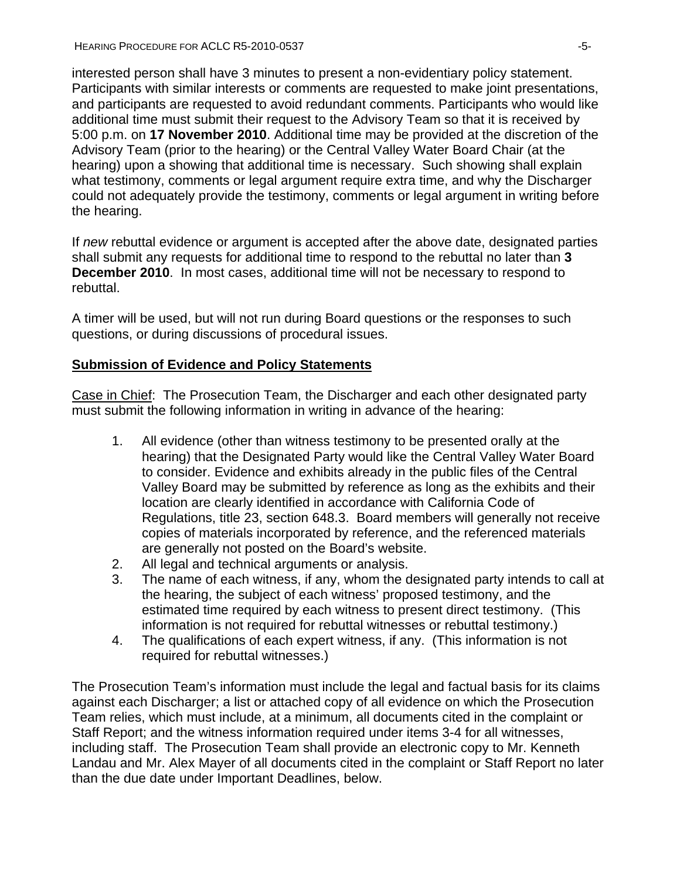interested person shall have 3 minutes to present a non-evidentiary policy statement. Participants with similar interests or comments are requested to make joint presentations, and participants are requested to avoid redundant comments. Participants who would like additional time must submit their request to the Advisory Team so that it is received by 5:00 p.m. on **17 November 2010**. Additional time may be provided at the discretion of the Advisory Team (prior to the hearing) or the Central Valley Water Board Chair (at the hearing) upon a showing that additional time is necessary. Such showing shall explain what testimony, comments or legal argument require extra time, and why the Discharger could not adequately provide the testimony, comments or legal argument in writing before the hearing.

If *new* rebuttal evidence or argument is accepted after the above date, designated parties shall submit any requests for additional time to respond to the rebuttal no later than **3 December 2010**. In most cases, additional time will not be necessary to respond to rebuttal.

A timer will be used, but will not run during Board questions or the responses to such questions, or during discussions of procedural issues.

**Submission of Evidence and Policy Statements**

Case in Chief: The Prosecution Team, the Discharger and each other designated party must submit the following information in writing in advance of the hearing:

1. All evidence (other than witness testimony to be presented orally at the hearing) that the Designated Party would like the Central Valley Water Board to consider. Evidence and exhibits already in the public files of the Central Valley Board may be submitted by reference as long as the exhibits and their location are clearly identified in accordance with California Code of Regulations, title 23, section 648.3. Board members will generally not receive copies of materials incorporated by reference, and the referenced materials are generally not posted on the Board's website.
2. All legal and technical arguments or analysis.
3. The name of each witness, if any, whom the designated party intends to call at the hearing, the subject of each witness' proposed testimony, and the estimated time required by each witness to present direct testimony. (This information is not required for rebuttal witnesses or rebuttal testimony.)
4. The qualifications of each expert witness, if any. (This information is not required for rebuttal witnesses.)

The Prosecution Team's information must include the legal and factual basis for its claims against each Discharger; a list or attached copy of all evidence on which the Prosecution Team relies, which must include, at a minimum, all documents cited in the complaint or Staff Report; and the witness information required under items 3-4 for all witnesses, including staff. The Prosecution Team shall provide an electronic copy to Mr. Kenneth Landau and Mr. Alex Mayer of all documents cited in the complaint or Staff Report no later than the due date under Important Deadlines, below.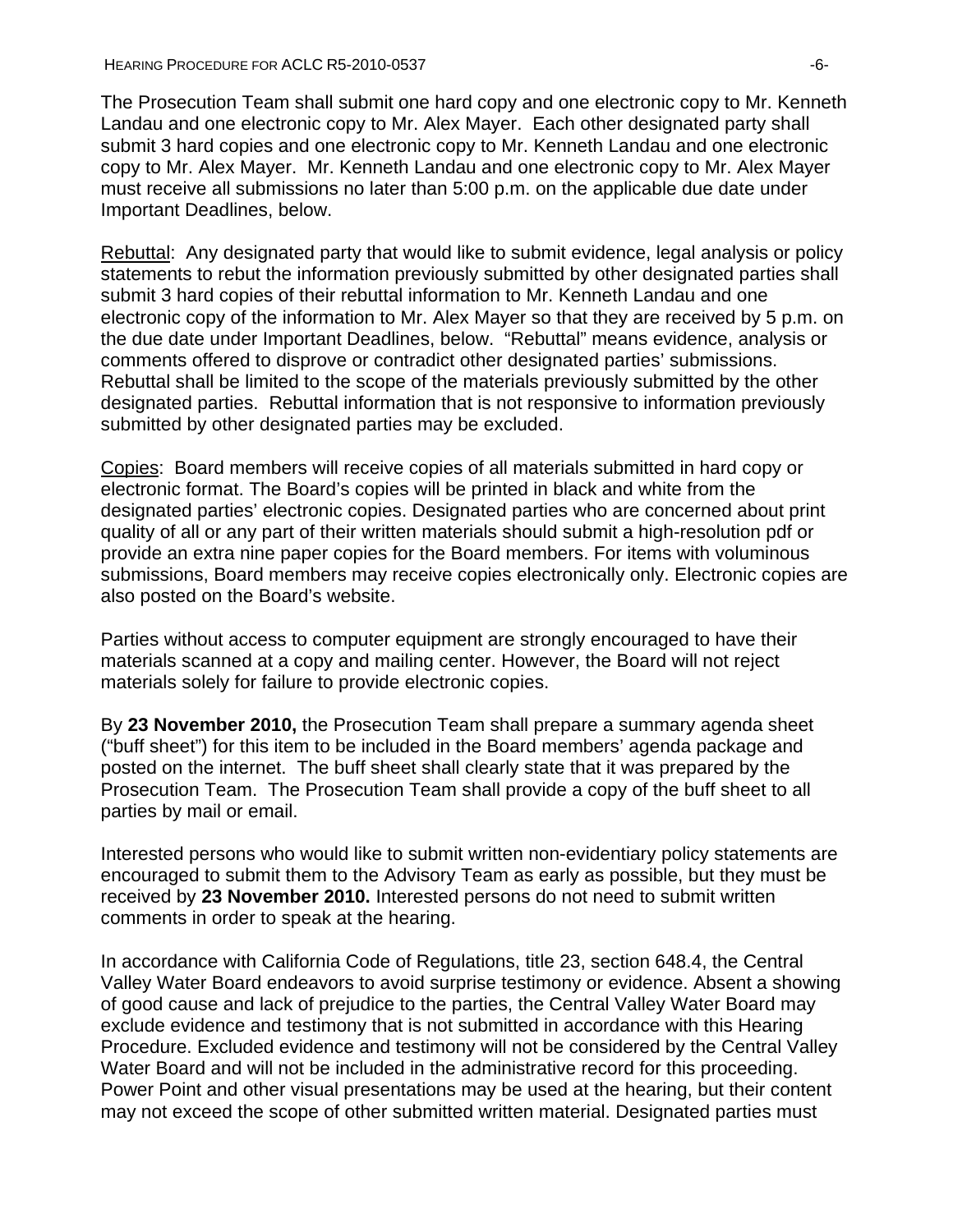The Prosecution Team shall submit one hard copy and one electronic copy to Mr. Kenneth Landau and one electronic copy to Mr. Alex Mayer. Each other designated party shall submit 3 hard copies and one electronic copy to Mr. Kenneth Landau and one electronic copy to Mr. Alex Mayer. Mr. Kenneth Landau and one electronic copy to Mr. Alex Mayer must receive all submissions no later than 5:00 p.m. on the applicable due date under Important Deadlines, below.

Rebuttal: Any designated party that would like to submit evidence, legal analysis or policy statements to rebut the information previously submitted by other designated parties shall submit 3 hard copies of their rebuttal information to Mr. Kenneth Landau and one electronic copy of the information to Mr. Alex Mayer so that they are received by 5 p.m. on the due date under Important Deadlines, below. "Rebuttal" means evidence, analysis or comments offered to disprove or contradict other designated parties' submissions. Rebuttal shall be limited to the scope of the materials previously submitted by the other designated parties. Rebuttal information that is not responsive to information previously submitted by other designated parties may be excluded.

Copies: Board members will receive copies of all materials submitted in hard copy or electronic format. The Board's copies will be printed in black and white from the designated parties' electronic copies. Designated parties who are concerned about print quality of all or any part of their written materials should submit a high-resolution pdf or provide an extra nine paper copies for the Board members. For items with voluminous submissions, Board members may receive copies electronically only. Electronic copies are also posted on the Board's website.

Parties without access to computer equipment are strongly encouraged to have their materials scanned at a copy and mailing center. However, the Board will not reject materials solely for failure to provide electronic copies.

By **23 November 2010,** the Prosecution Team shall prepare a summary agenda sheet ("buff sheet") for this item to be included in the Board members' agenda package and posted on the internet. The buff sheet shall clearly state that it was prepared by the Prosecution Team. The Prosecution Team shall provide a copy of the buff sheet to all parties by mail or email.

Interested persons who would like to submit written non-evidentiary policy statements are encouraged to submit them to the Advisory Team as early as possible, but they must be received by **23 November 2010.** Interested persons do not need to submit written comments in order to speak at the hearing.

In accordance with California Code of Regulations, title 23, section 648.4, the Central Valley Water Board endeavors to avoid surprise testimony or evidence. Absent a showing of good cause and lack of prejudice to the parties, the Central Valley Water Board may exclude evidence and testimony that is not submitted in accordance with this Hearing Procedure. Excluded evidence and testimony will not be considered by the Central Valley Water Board and will not be included in the administrative record for this proceeding. Power Point and other visual presentations may be used at the hearing, but their content may not exceed the scope of other submitted written material. Designated parties must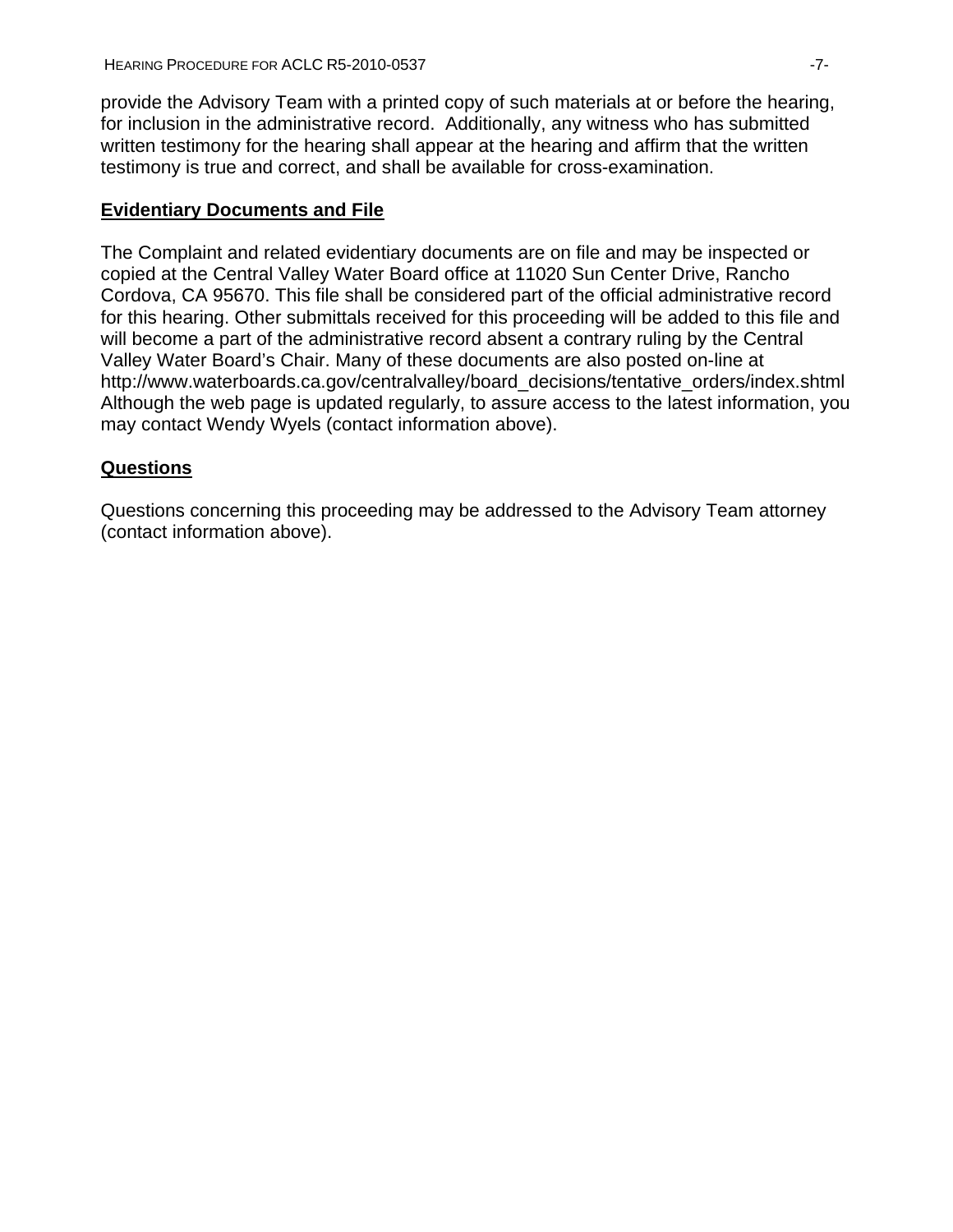provide the Advisory Team with a printed copy of such materials at or before the hearing, for inclusion in the administrative record. Additionally, any witness who has submitted written testimony for the hearing shall appear at the hearing and affirm that the written testimony is true and correct, and shall be available for cross-examination.

## Evidentiary Documents and File

The Complaint and related evidentiary documents are on file and may be inspected or copied at the Central Valley Water Board office at 11020 Sun Center Drive, Rancho Cordova, CA 95670. This file shall be considered part of the official administrative record for this hearing. Other submittals received for this proceeding will be added to this file and will become a part of the administrative record absent a contrary ruling by the Central Valley Water Board's Chair. Many of these documents are also posted on-line at http://www.waterboards.ca.gov/centralvalley/board_decisions/tentative_orders/index.shtml Although the web page is updated regularly, to assure access to the latest information, you may contact Wendy Wyels (contact information above).

## Questions

Questions concerning this proceeding may be addressed to the Advisory Team attorney (contact information above).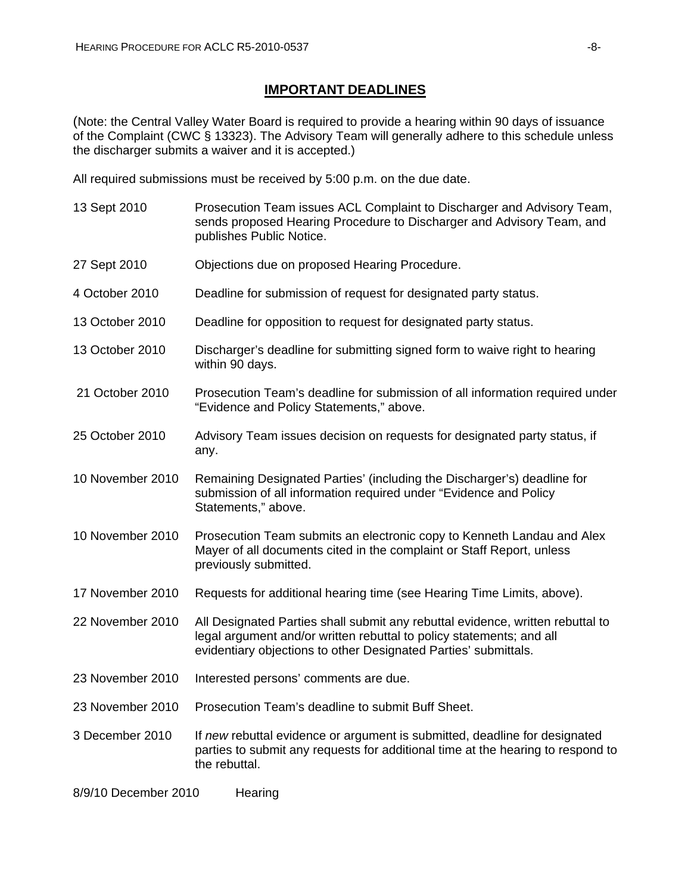## IMPORTANT DEADLINES

(Note: the Central Valley Water Board is required to provide a hearing within 90 days of issuance of the Complaint (CWC § 13323). The Advisory Team will generally adhere to this schedule unless the discharger submits a waiver and it is accepted.)

All required submissions must be received by 5:00 p.m. on the due date.

| | |
|---|---|
| 13 Sept 2010 | Prosecution Team issues ACL Complaint to Discharger and Advisory Team, sends proposed Hearing Procedure to Discharger and Advisory Team, and publishes Public Notice. |
| 27 Sept 2010 | Objections due on proposed Hearing Procedure. |
| 4 October 2010 | Deadline for submission of request for designated party status. |
| 13 October 2010 | Deadline for opposition to request for designated party status. |
| 13 October 2010 | Discharger's deadline for submitting signed form to waive right to hearing within 90 days. |
| 21 October 2010 | Prosecution Team's deadline for submission of all information required under "Evidence and Policy Statements," above. |
| 25 October 2010 | Advisory Team issues decision on requests for designated party status, if any. |
| 10 November 2010 | Remaining Designated Parties' (including the Discharger's) deadline for submission of all information required under "Evidence and Policy Statements," above. |
| 10 November 2010 | Prosecution Team submits an electronic copy to Kenneth Landau and Alex Mayer of all documents cited in the complaint or Staff Report, unless previously submitted. |
| 17 November 2010 | Requests for additional hearing time (see Hearing Time Limits, above). |
| 22 November 2010 | All Designated Parties shall submit any rebuttal evidence, written rebuttal to legal argument and/or written rebuttal to policy statements; and all evidentiary objections to other Designated Parties' submittals. |
| 23 November 2010 | Interested persons' comments are due. |
| 23 November 2010 | Prosecution Team's deadline to submit Buff Sheet. |
| 3 December 2010 | If *new* rebuttal evidence or argument is submitted, deadline for designated parties to submit any requests for additional time at the hearing to respond to the rebuttal. |
| 8/9/10 December 2010 | Hearing |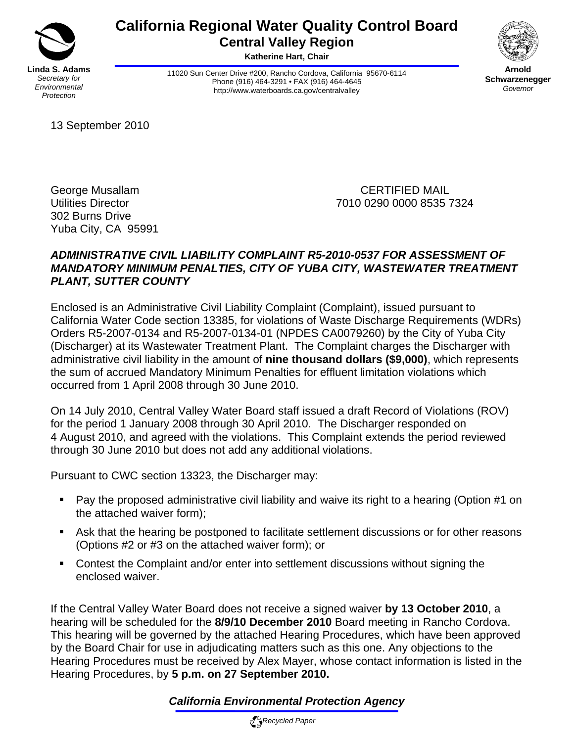**California Regional Water Quality Control Board**
**Central Valley Region**
**Katherine Hart, Chair**

**Linda S. Adams**
*Secretary for Environmental Protection*

11020 Sun Center Drive #200, Rancho Cordova, California 95670-6114
Phone (916) 464-3291 • FAX (916) 464-4645
http://www.waterboards.ca.gov/centralvalley

**Arnold Schwarzenegger**
*Governor*

13 September 2010

George Musallam
Utilities Director
302 Burns Drive
Yuba City, CA 95991

CERTIFIED MAIL
7010 0290 0000 8535 7324

***ADMINISTRATIVE CIVIL LIABILITY COMPLAINT R5-2010-0537 FOR ASSESSMENT OF MANDATORY MINIMUM PENALTIES, CITY OF YUBA CITY, WASTEWATER TREATMENT PLANT, SUTTER COUNTY***

Enclosed is an Administrative Civil Liability Complaint (Complaint), issued pursuant to California Water Code section 13385, for violations of Waste Discharge Requirements (WDRs) Orders R5-2007-0134 and R5-2007-0134-01 (NPDES CA0079260) by the City of Yuba City (Discharger) at its Wastewater Treatment Plant. The Complaint charges the Discharger with administrative civil liability in the amount of **nine thousand dollars ($9,000)**, which represents the sum of accrued Mandatory Minimum Penalties for effluent limitation violations which occurred from 1 April 2008 through 30 June 2010.

On 14 July 2010, Central Valley Water Board staff issued a draft Record of Violations (ROV) for the period 1 January 2008 through 30 April 2010. The Discharger responded on 4 August 2010, and agreed with the violations. This Complaint extends the period reviewed through 30 June 2010 but does not add any additional violations.

Pursuant to CWC section 13323, the Discharger may:

- Pay the proposed administrative civil liability and waive its right to a hearing (Option #1 on the attached waiver form);
- Ask that the hearing be postponed to facilitate settlement discussions or for other reasons (Options #2 or #3 on the attached waiver form); or
- Contest the Complaint and/or enter into settlement discussions without signing the enclosed waiver.

If the Central Valley Water Board does not receive a signed waiver **by 13 October 2010**, a hearing will be scheduled for the **8/9/10 December 2010** Board meeting in Rancho Cordova. This hearing will be governed by the attached Hearing Procedures, which have been approved by the Board Chair for use in adjudicating matters such as this one. Any objections to the Hearing Procedures must be received by Alex Mayer, whose contact information is listed in the Hearing Procedures, by **5 p.m. on 27 September 2010.**

***California Environmental Protection Agency***

*Recycled Paper*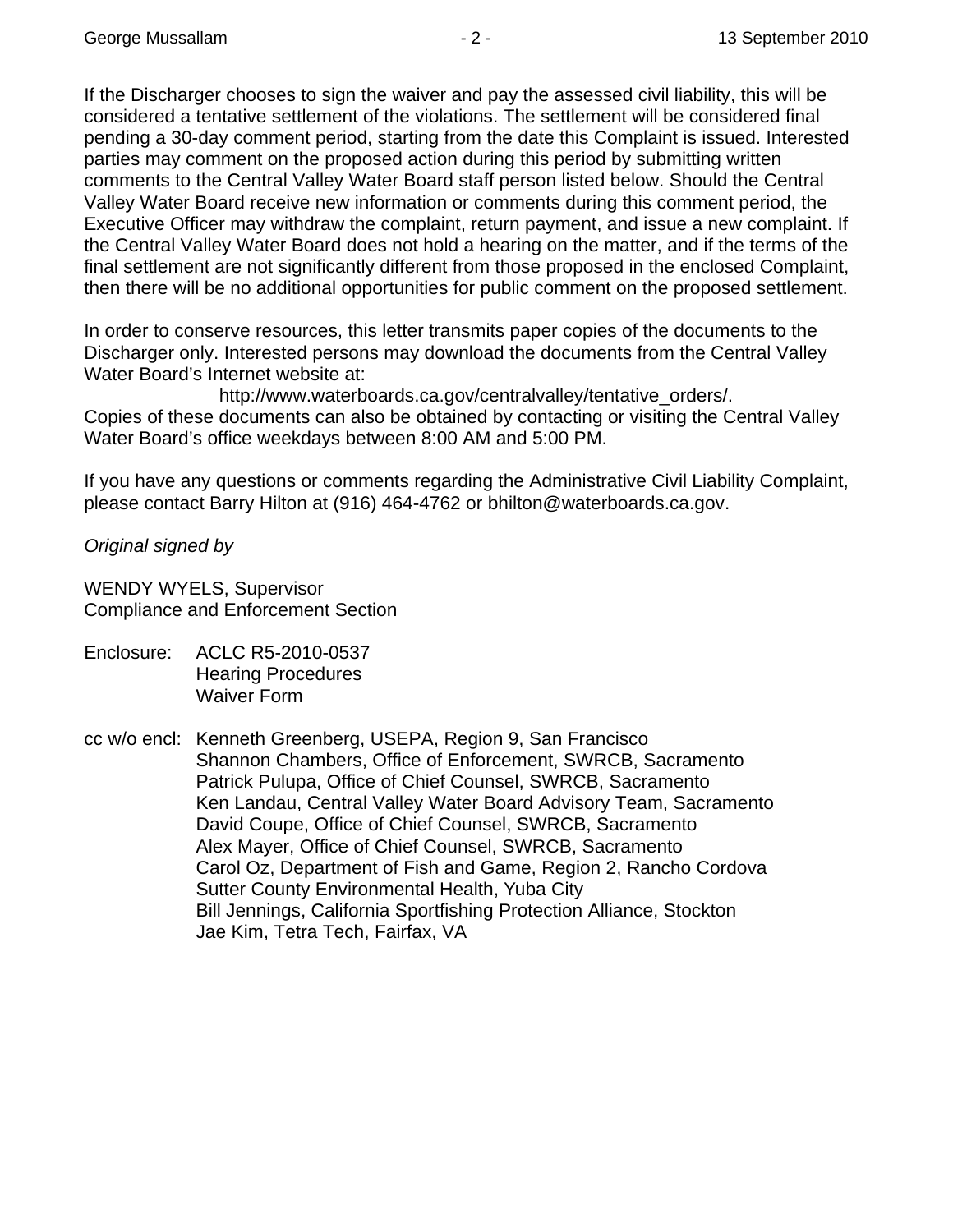If the Discharger chooses to sign the waiver and pay the assessed civil liability, this will be considered a tentative settlement of the violations. The settlement will be considered final pending a 30-day comment period, starting from the date this Complaint is issued. Interested parties may comment on the proposed action during this period by submitting written comments to the Central Valley Water Board staff person listed below. Should the Central Valley Water Board receive new information or comments during this comment period, the Executive Officer may withdraw the complaint, return payment, and issue a new complaint. If the Central Valley Water Board does not hold a hearing on the matter, and if the terms of the final settlement are not significantly different from those proposed in the enclosed Complaint, then there will be no additional opportunities for public comment on the proposed settlement.

In order to conserve resources, this letter transmits paper copies of the documents to the Discharger only. Interested persons may download the documents from the Central Valley Water Board's Internet website at:

http://www.waterboards.ca.gov/centralvalley/tentative_orders/.

Copies of these documents can also be obtained by contacting or visiting the Central Valley Water Board's office weekdays between 8:00 AM and 5:00 PM.

If you have any questions or comments regarding the Administrative Civil Liability Complaint, please contact Barry Hilton at (916) 464-4762 or bhilton@waterboards.ca.gov.

*Original signed by*

WENDY WYELS, Supervisor
Compliance and Enforcement Section

Enclosure: ACLC R5-2010-0537
Hearing Procedures
Waiver Form

cc w/o encl: Kenneth Greenberg, USEPA, Region 9, San Francisco
Shannon Chambers, Office of Enforcement, SWRCB, Sacramento
Patrick Pulupa, Office of Chief Counsel, SWRCB, Sacramento
Ken Landau, Central Valley Water Board Advisory Team, Sacramento
David Coupe, Office of Chief Counsel, SWRCB, Sacramento
Alex Mayer, Office of Chief Counsel, SWRCB, Sacramento
Carol Oz, Department of Fish and Game, Region 2, Rancho Cordova
Sutter County Environmental Health, Yuba City
Bill Jennings, California Sportfishing Protection Alliance, Stockton
Jae Kim, Tetra Tech, Fairfax, VA